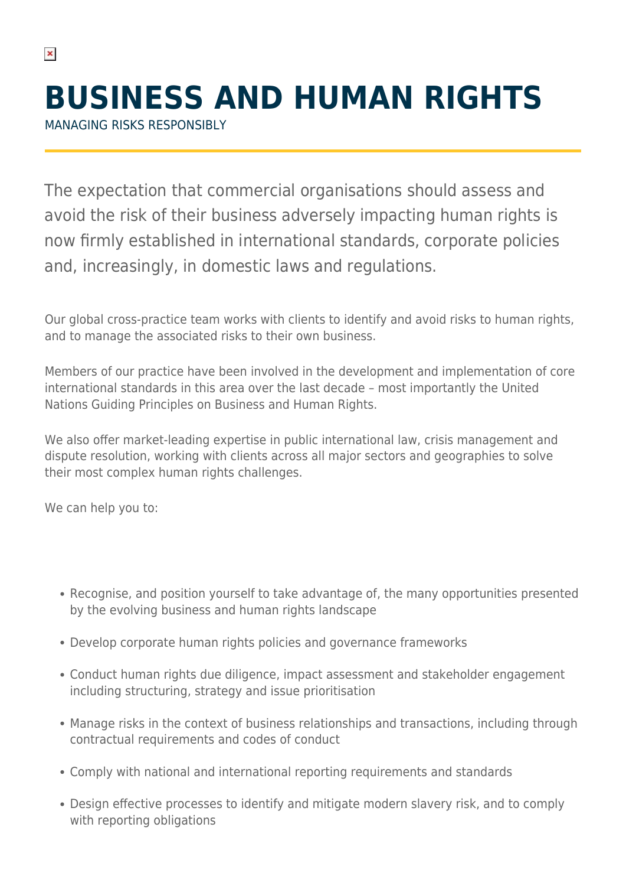# BUSINESS AND HUMAN RIGHTS

MANAGING RISKS RESPONSIBLY

The expectation that commercial organisations should assess and avoid the risk of their business adversely impacting human rights is now firmly established in international standards, corporate policies and, increasingly, in domestic laws and regulations.

Our global cross-practice team works with clients to identify and avoid risks to human rights, and to manage the associated risks to their own business.

Members of our practice have been involved in the development and implementation of core international standards in this area over the last decade – most importantly the United Nations Guiding Principles on Business and Human Rights.

We also offer market-leading expertise in public international law, crisis management and dispute resolution, working with clients across all major sectors and geographies to solve their most complex human rights challenges.

We can help you to:

- Recognise, and position yourself to take advantage of, the many opportunities presented by the evolving business and human rights landscape
- Develop corporate human rights policies and governance frameworks
- Conduct human rights due diligence, impact assessment and stakeholder engagement including structuring, strategy and issue prioritisation
- Manage risks in the context of business relationships and transactions, including through contractual requirements and codes of conduct
- Comply with national and international reporting requirements and standards
- Design effective processes to identify and mitigate modern slavery risk, and to comply with reporting obligations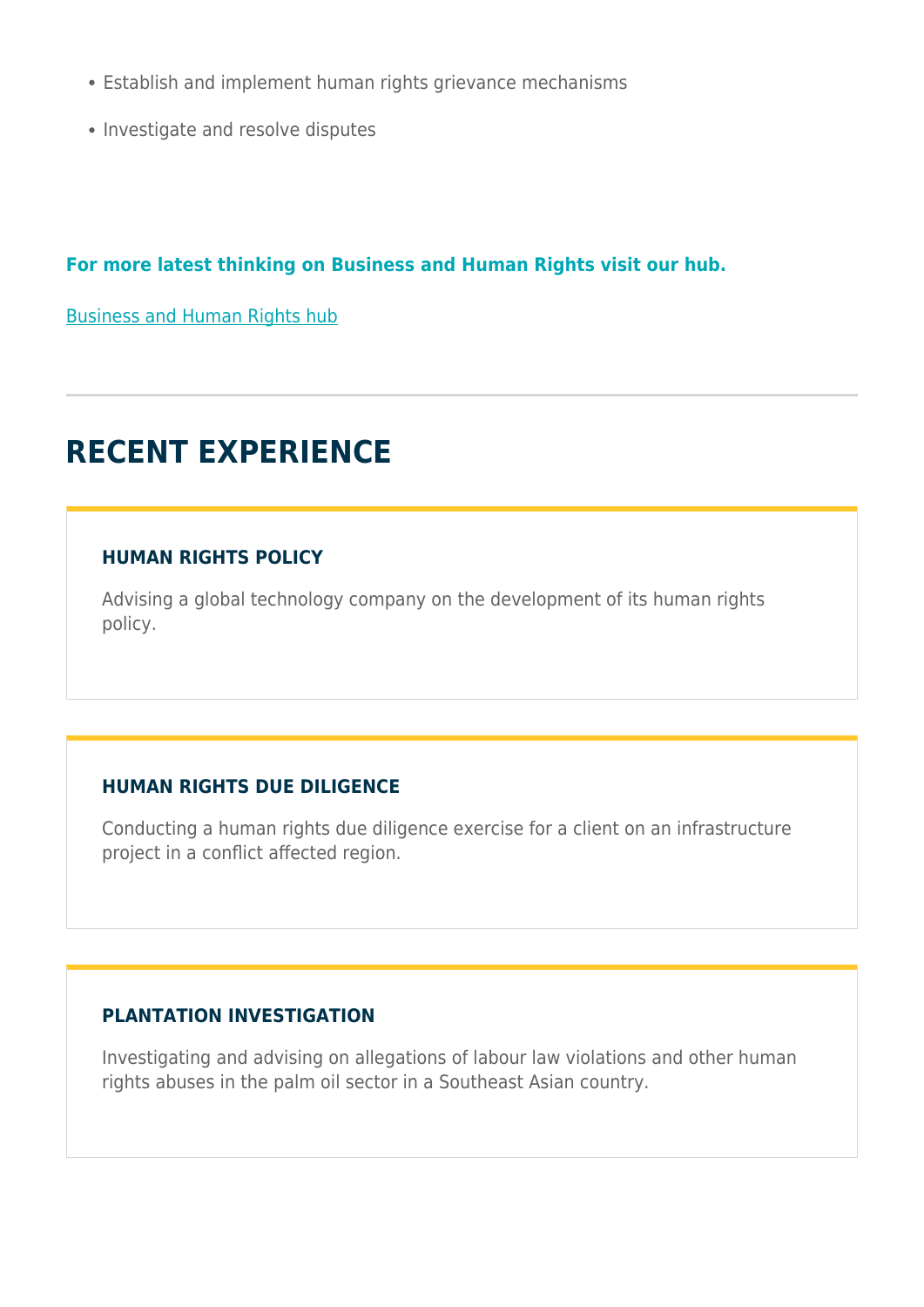- Establish and implement human rights grievance mechanisms
- Investigate and resolve disputes

**For more latest thinking on Business and Human Rights visit our hub.**

Business and Human Rights hub

---

## RECENT EXPERIENCE

### HUMAN RIGHTS POLICY

Advising a global technology company on the development of its human rights policy.

### HUMAN RIGHTS DUE DILIGENCE

Conducting a human rights due diligence exercise for a client on an infrastructure project in a conflict affected region.

### PLANTATION INVESTIGATION

Investigating and advising on allegations of labour law violations and other human rights abuses in the palm oil sector in a Southeast Asian country.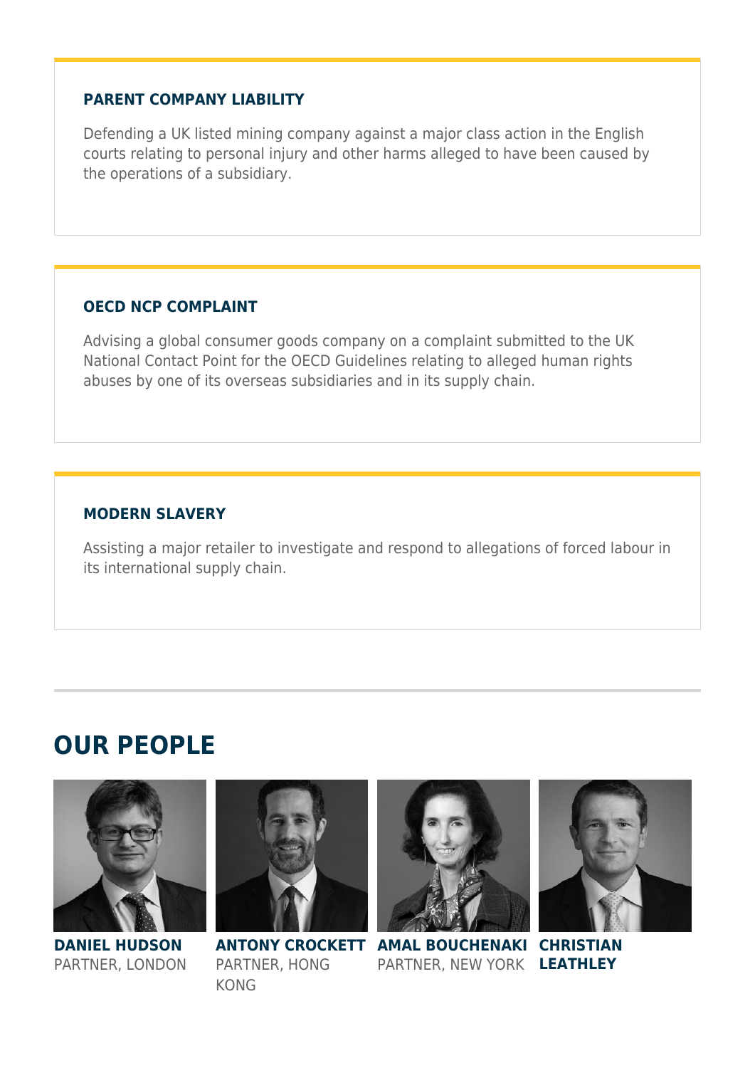### PARENT COMPANY LIABILITY

Defending a UK listed mining company against a major class action in the English courts relating to personal injury and other harms alleged to have been caused by the operations of a subsidiary.

### OECD NCP COMPLAINT

Advising a global consumer goods company on a complaint submitted to the UK National Contact Point for the OECD Guidelines relating to alleged human rights abuses by one of its overseas subsidiaries and in its supply chain.

### MODERN SLAVERY

Assisting a major retailer to investigate and respond to allegations of forced labour in its international supply chain.

## OUR PEOPLE

**DANIEL HUDSON**
PARTNER, LONDON

**ANTONY CROCKETT**
PARTNER, HONG KONG

**AMAL BOUCHENAKI**
PARTNER, NEW YORK

**CHRISTIAN LEATHLEY**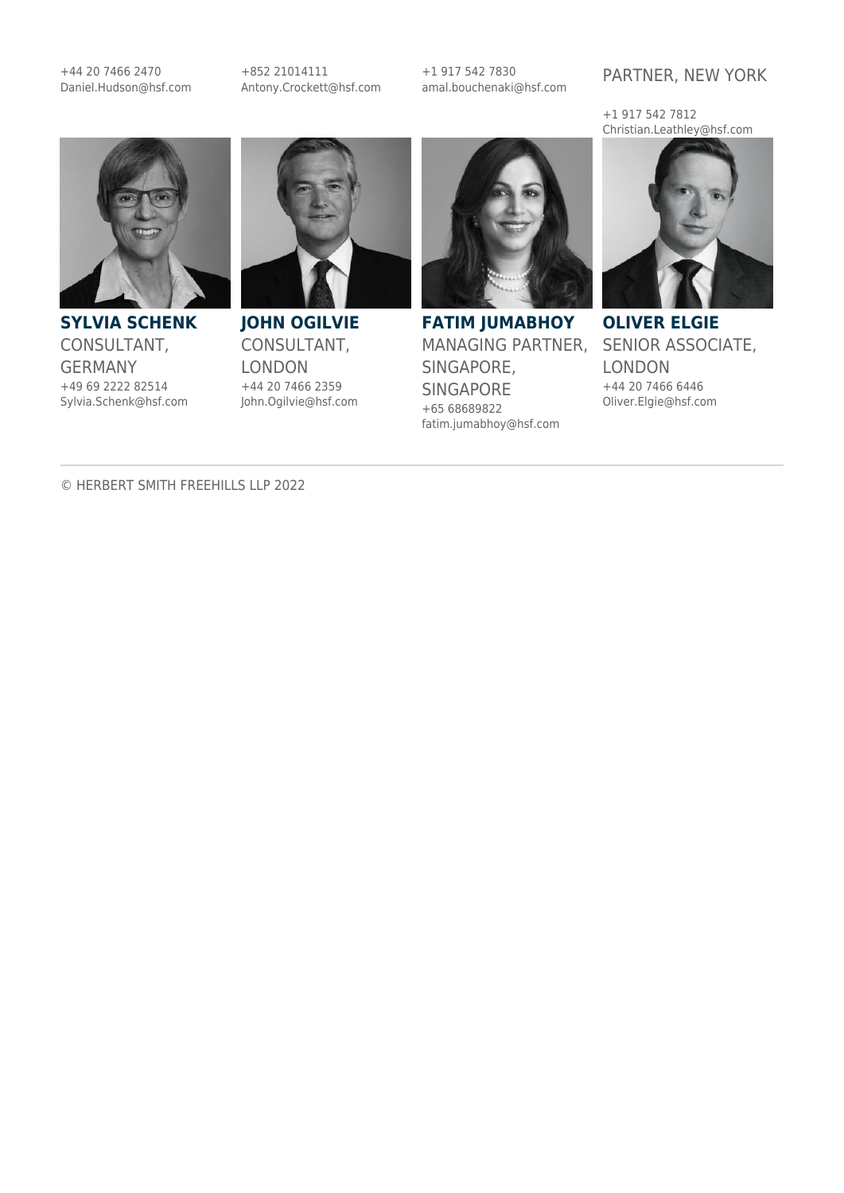+44 20 7466 2470
Daniel.Hudson@hsf.com

+852 21014111
Antony.Crockett@hsf.com

+1 917 542 7830
amal.bouchenaki@hsf.com

PARTNER, NEW YORK

+1 917 542 7812
Christian.Leathley@hsf.com

**SYLVIA SCHENK**
CONSULTANT, GERMANY
+49 69 2222 82514
Sylvia.Schenk@hsf.com

**JOHN OGILVIE**
CONSULTANT, LONDON
+44 20 7466 2359
John.Ogilvie@hsf.com

**FATIM JUMABHOY**
MANAGING PARTNER, SINGAPORE, SINGAPORE
+65 68689822
fatim.jumabhoy@hsf.com

**OLIVER ELGIE**
SENIOR ASSOCIATE, LONDON
+44 20 7466 6446
Oliver.Elgie@hsf.com

© HERBERT SMITH FREEHILLS LLP 2022